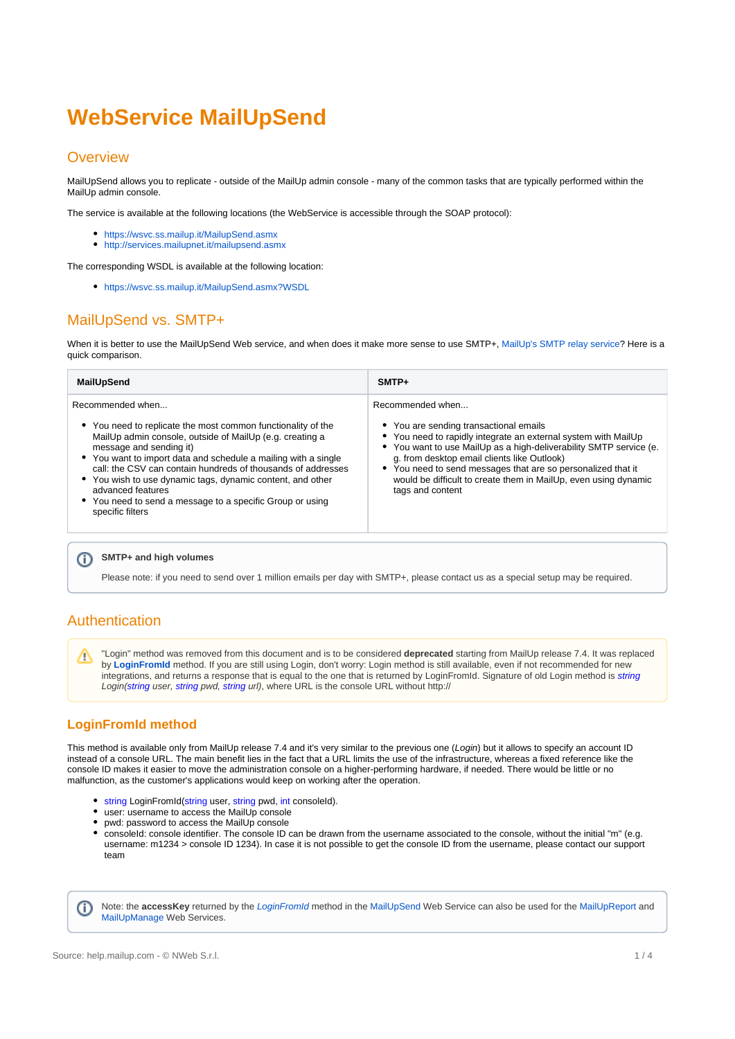# WebService MailUpSend

## Overview

MailUpSend allows you to replicate - outside of the MailUp admin console - many of the common tasks that are typically performed within the MailUp admin console.

The service is available at the following locations (the WebService is accessible through the SOAP protocol):

- https://wsvc.ss.mailup.it/MailupSend.asmx
- http://services.mailupnet.it/mailupsend.asmx

The corresponding WSDL is available at the following location:

- https://wsvc.ss.mailup.it/MailupSend.asmx?WSDL

## MailUpSend vs. SMTP+

When it is better to use the MailUpSend Web service, and when does it make more sense to use SMTP+, MailUp's SMTP relay service? Here is a quick comparison.

| MailUpSend | SMTP+ |
|---|---|
| Recommended when...<br>• You need to replicate the most common functionality of the MailUp admin console, outside of MailUp (e.g. creating a message and sending it)<br>• You want to import data and schedule a mailing with a single call: the CSV can contain hundreds of thousands of addresses<br>• You wish to use dynamic tags, dynamic content, and other advanced features<br>• You need to send a message to a specific Group or using specific filters | Recommended when...<br>• You are sending transactional emails<br>• You need to rapidly integrate an external system with MailUp<br>• You want to use MailUp as a high-deliverability SMTP service (e.g. from desktop email clients like Outlook)<br>• You need to send messages that are so personalized that it would be difficult to create them in MailUp, even using dynamic tags and content |

> **SMTP+ and high volumes**
>
> Please note: if you need to send over 1 million emails per day with SMTP+, please contact us as a special setup may be required.

## Authentication

> "Login" method was removed from this document and is to be considered **deprecated** starting from MailUp release 7.4. It was replaced by **LoginFromId** method. If you are still using Login, don't worry: Login method is still available, even if not recommended for new integrations, and returns a response that is equal to the one that is returned by LoginFromId. Signature of old Login method is *string Login(string user, string pwd, string url)*, where URL is the console URL without http://

### LoginFromId method

This method is available only from MailUp release 7.4 and it's very similar to the previous one (*Login*) but it allows to specify an account ID instead of a console URL. The main benefit lies in the fact that a URL limits the use of the infrastructure, whereas a fixed reference like the console ID makes it easier to move the administration console on a higher-performing hardware, if needed. There would be little or no malfunction, as the customer's applications would keep on working after the operation.

- string LoginFromId(string user, string pwd, int consoleId).
- user: username to access the MailUp console
- pwd: password to access the MailUp console
- consoleId: console identifier. The console ID can be drawn from the username associated to the console, without the initial "m" (e.g. username: m1234 > console ID 1234). In case it is not possible to get the console ID from the username, please contact our support team

> Note: the **accessKey** returned by the *LoginFromId* method in the MailUpSend Web Service can also be used for the MailUpReport and MailUpManage Web Services.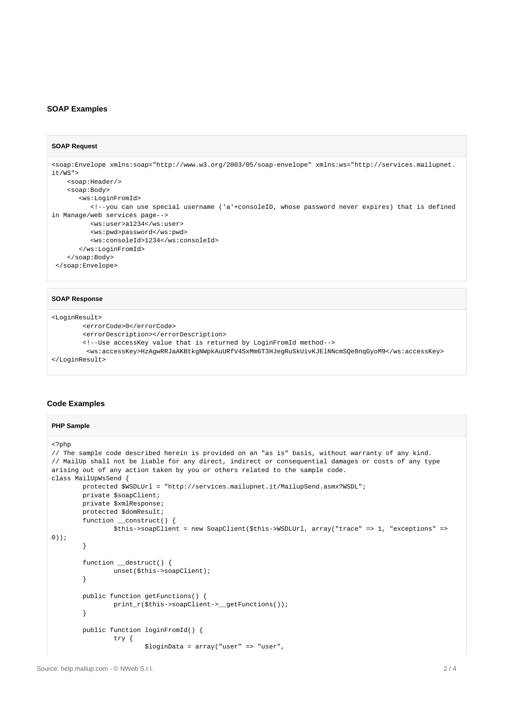### SOAP Examples

**SOAP Request**

```
<soap:Envelope xmlns:soap="http://www.w3.org/2003/05/soap-envelope" xmlns:ws="http://services.mailupnet.it/WS">
    <soap:Header/>
    <soap:Body>
       <ws:LoginFromId>
          <!--you can use special username ('a'+consoleID, whose password never expires) that is defined in Manage/web services page-->
          <ws:user>a1234</ws:user>
          <ws:pwd>password</ws:pwd>
          <ws:consoleId>1234</ws:consoleId>
       </ws:LoginFromId>
    </soap:Body>
 </soap:Envelope>
```

**SOAP Response**

```
<LoginResult>
        <errorCode>0</errorCode>
        <errorDescription></errorDescription>
        <!--Use accessKey value that is returned by LoginFromId method-->
         <ws:accessKey>HzAgwRRJaAKBtkgNWpkAuURfV4SxMm6T3HJegRuSkUivKJElNNcmSQe8nqGyoM9</ws:accessKey>
</LoginResult>
```

### Code Examples

**PHP Sample**

```
<?php
// The sample code described herein is provided on an "as is" basis, without warranty of any kind.
// MailUp shall not be liable for any direct, indirect or consequential damages or costs of any type arising out of any action taken by you or others related to the sample code.
class MailUpWsSend {
        protected $WSDLUrl = "http://services.mailupnet.it/MailupSend.asmx?WSDL";
        private $soapClient;
        private $xmlResponse;
        protected $domResult;
        function __construct() {
                $this->soapClient = new SoapClient($this->WSDLUrl, array("trace" => 1, "exceptions" => 0));
        }

        function __destruct() {
                unset($this->soapClient);
        }

        public function getFunctions() {
                print_r($this->soapClient->__getFunctions());
        }

        public function loginFromId() {
                try {
                        $loginData = array("user" => "user",
```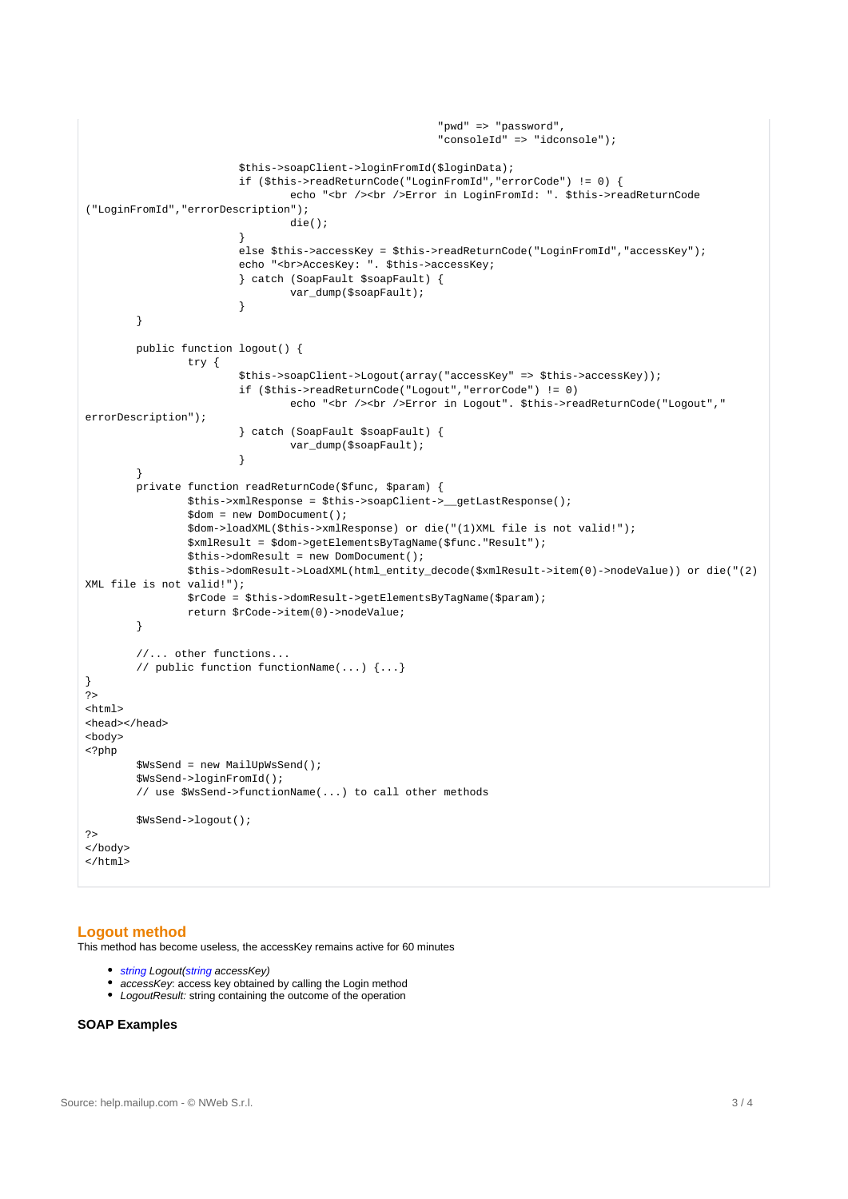```
                                                        "pwd" => "password",
                                                        "consoleId" => "idconsole");

                        $this->soapClient->loginFromId($loginData);
                        if ($this->readReturnCode("LoginFromId","errorCode") != 0) {
                                echo "<br /><br />Error in LoginFromId: ". $this->readReturnCode
("LoginFromId","errorDescription");
                                die();
                        }
                        else $this->accessKey = $this->readReturnCode("LoginFromId","accessKey");
                        echo "<br>AccesKey: ". $this->accessKey;
                        } catch (SoapFault $soapFault) {
                                var_dump($soapFault);
                        }
        }

        public function logout() {
                try {
                        $this->soapClient->Logout(array("accessKey" => $this->accessKey));
                        if ($this->readReturnCode("Logout","errorCode") != 0)
                                echo "<br /><br />Error in Logout". $this->readReturnCode("Logout","
errorDescription");
                        } catch (SoapFault $soapFault) {
                                var_dump($soapFault);
                        }
        }
        private function readReturnCode($func, $param) {
                $this->xmlResponse = $this->soapClient->__getLastResponse();
                $dom = new DomDocument();
                $dom->loadXML($this->xmlResponse) or die("(1)XML file is not valid!");
                $xmlResult = $dom->getElementsByTagName($func."Result");
                $this->domResult = new DomDocument();
                $this->domResult->LoadXML(html_entity_decode($xmlResult->item(0)->nodeValue)) or die("(2)
XML file is not valid!");
                $rCode = $this->domResult->getElementsByTagName($param);
                return $rCode->item(0)->nodeValue;
        }

        //... other functions...
        // public function functionName(...) {...}
}
?>
<html>
<head></head>
<body>
<?php
        $WsSend = new MailUpWsSend();
        $WsSend->loginFromId();
        // use $WsSend->functionName(...) to call other methods

        $WsSend->logout();
?>
</body>
</html>
```

## Logout method

This method has become useless, the accessKey remains active for 60 minutes

- *string Logout(string accessKey)*
- *accessKey*: access key obtained by calling the Login method
- *LogoutResult:* string containing the outcome of the operation

### SOAP Examples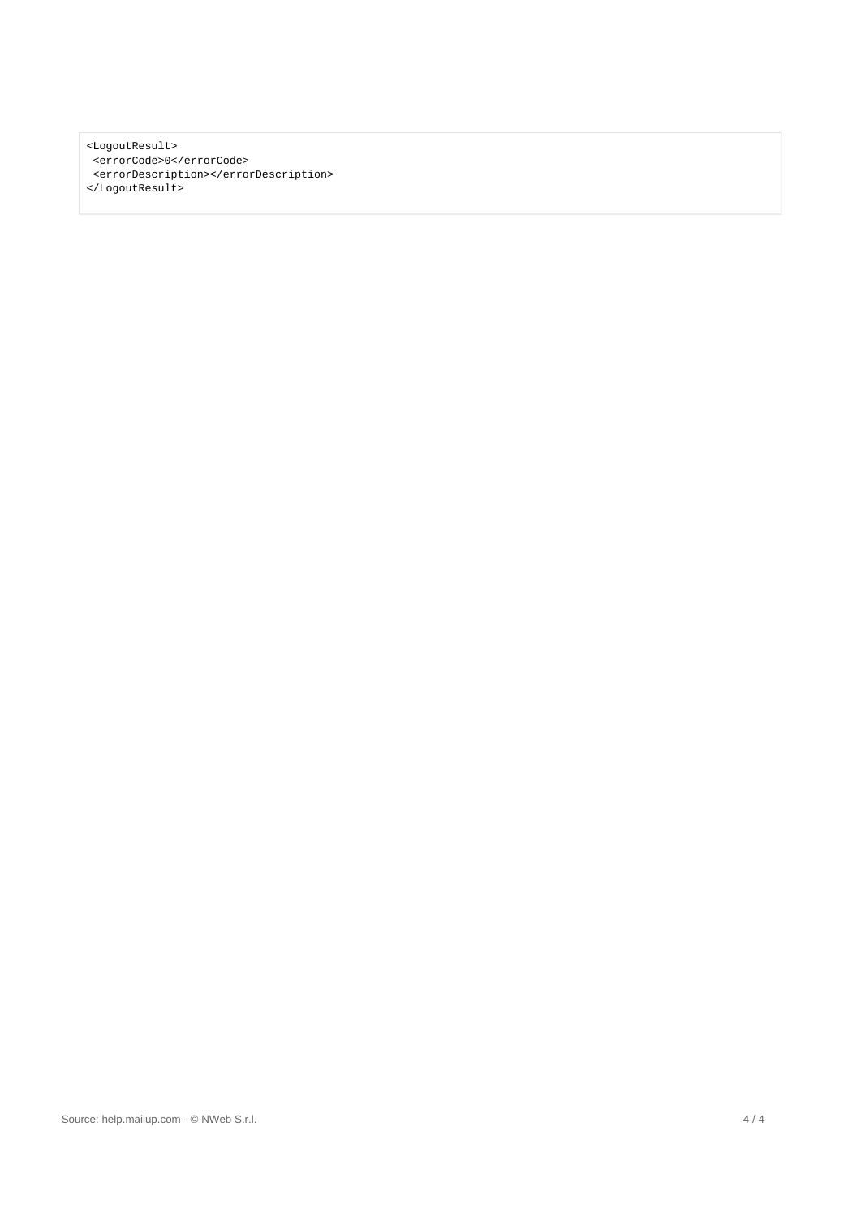```
<LogoutResult>
 <errorCode>0</errorCode>
 <errorDescription></errorDescription>
</LogoutResult>
```